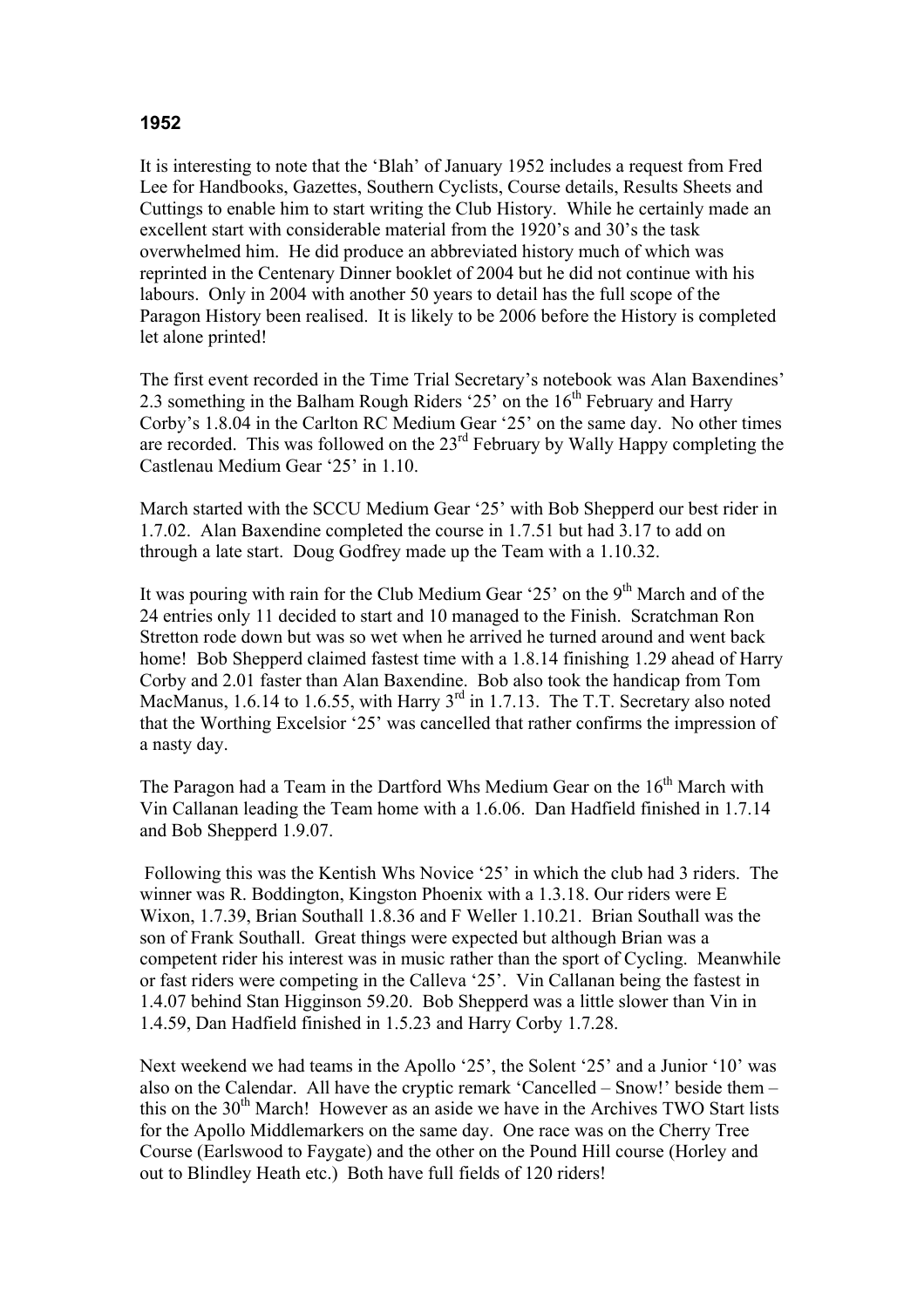**1952**

It is interesting to note that the 'Blah' of January 1952 includes a request from Fred Lee for Handbooks, Gazettes, Southern Cyclists, Course details, Results Sheets and Cuttings to enable him to start writing the Club History. While he certainly made an excellent start with considerable material from the 1920's and 30's the task overwhelmed him. He did produce an abbreviated history much of which was reprinted in the Centenary Dinner booklet of 2004 but he did not continue with his labours. Only in 2004 with another 50 years to detail has the full scope of the Paragon History been realised. It is likely to be 2006 before the History is completed let alone printed!

The first event recorded in the Time Trial Secretary's notebook was Alan Baxendines' 2.3 something in the Balham Rough Riders '25' on the 16th February and Harry Corby's 1.8.04 in the Carlton RC Medium Gear '25' on the same day. No other times are recorded. This was followed on the 23rd February by Wally Happy completing the Castlenau Medium Gear '25' in 1.10.

March started with the SCCU Medium Gear '25' with Bob Shepperd our best rider in 1.7.02. Alan Baxendine completed the course in 1.7.51 but had 3.17 to add on through a late start. Doug Godfrey made up the Team with a 1.10.32.

It was pouring with rain for the Club Medium Gear '25' on the 9th March and of the 24 entries only 11 decided to start and 10 managed to the Finish. Scratchman Ron Stretton rode down but was so wet when he arrived he turned around and went back home! Bob Shepperd claimed fastest time with a 1.8.14 finishing 1.29 ahead of Harry Corby and 2.01 faster than Alan Baxendine. Bob also took the handicap from Tom MacManus, 1.6.14 to 1.6.55, with Harry 3rd in 1.7.13. The T.T. Secretary also noted that the Worthing Excelsior '25' was cancelled that rather confirms the impression of a nasty day.

The Paragon had a Team in the Dartford Whs Medium Gear on the 16th March with Vin Callanan leading the Team home with a 1.6.06. Dan Hadfield finished in 1.7.14 and Bob Shepperd 1.9.07.

Following this was the Kentish Whs Novice '25' in which the club had 3 riders. The winner was R. Boddington, Kingston Phoenix with a 1.3.18. Our riders were E Wixon, 1.7.39, Brian Southall 1.8.36 and F Weller 1.10.21. Brian Southall was the son of Frank Southall. Great things were expected but although Brian was a competent rider his interest was in music rather than the sport of Cycling. Meanwhile or fast riders were competing in the Calleva '25'. Vin Callanan being the fastest in 1.4.07 behind Stan Higginson 59.20. Bob Shepperd was a little slower than Vin in 1.4.59, Dan Hadfield finished in 1.5.23 and Harry Corby 1.7.28.

Next weekend we had teams in the Apollo '25', the Solent '25' and a Junior '10' was also on the Calendar. All have the cryptic remark 'Cancelled – Snow!' beside them – this on the 30th March! However as an aside we have in the Archives TWO Start lists for the Apollo Middlemarkers on the same day. One race was on the Cherry Tree Course (Earlswood to Faygate) and the other on the Pound Hill course (Horley and out to Blindley Heath etc.) Both have full fields of 120 riders!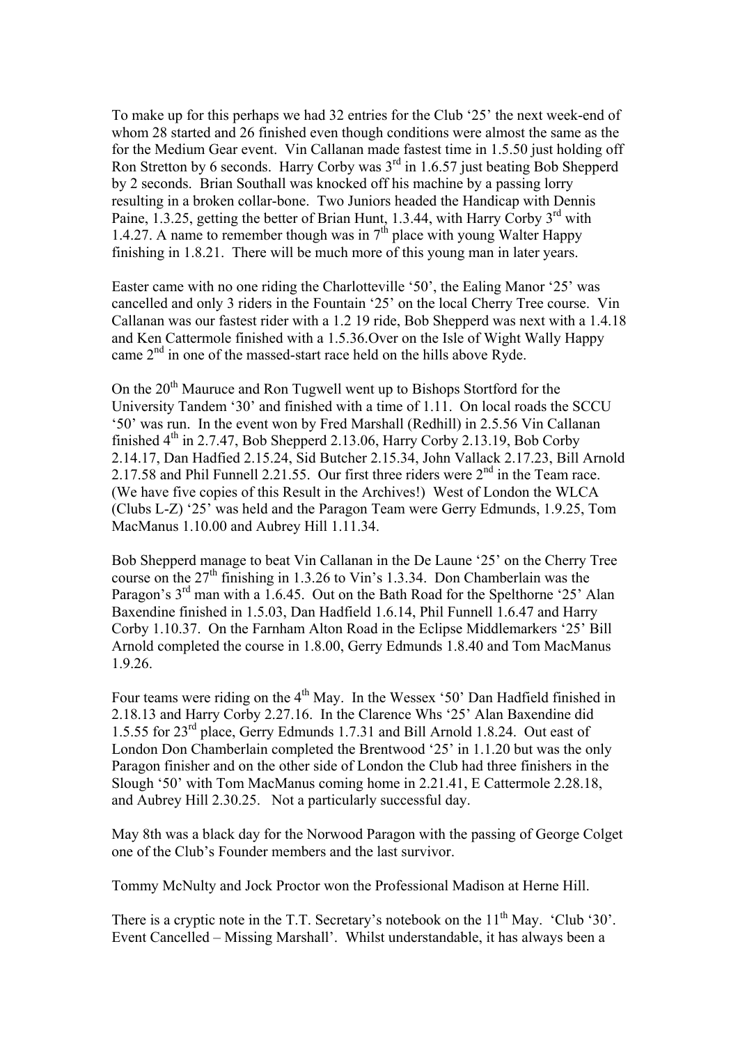To make up for this perhaps we had 32 entries for the Club '25' the next week-end of whom 28 started and 26 finished even though conditions were almost the same as the for the Medium Gear event. Vin Callanan made fastest time in 1.5.50 just holding off Ron Stretton by 6 seconds. Harry Corby was 3rd in 1.6.57 just beating Bob Shepperd by 2 seconds. Brian Southall was knocked off his machine by a passing lorry resulting in a broken collar-bone. Two Juniors headed the Handicap with Dennis Paine, 1.3.25, getting the better of Brian Hunt, 1.3.44, with Harry Corby 3rd with 1.4.27. A name to remember though was in 7th place with young Walter Happy finishing in 1.8.21. There will be much more of this young man in later years.

Easter came with no one riding the Charlotteville '50', the Ealing Manor '25' was cancelled and only 3 riders in the Fountain '25' on the local Cherry Tree course. Vin Callanan was our fastest rider with a 1.2 19 ride, Bob Shepperd was next with a 1.4.18 and Ken Cattermole finished with a 1.5.36.Over on the Isle of Wight Wally Happy came 2nd in one of the massed-start race held on the hills above Ryde.

On the 20th Mauruce and Ron Tugwell went up to Bishops Stortford for the University Tandem '30' and finished with a time of 1.11. On local roads the SCCU '50' was run. In the event won by Fred Marshall (Redhill) in 2.5.56 Vin Callanan finished 4th in 2.7.47, Bob Shepperd 2.13.06, Harry Corby 2.13.19, Bob Corby 2.14.17, Dan Hadfied 2.15.24, Sid Butcher 2.15.34, John Vallack 2.17.23, Bill Arnold 2.17.58 and Phil Funnell 2.21.55. Our first three riders were 2nd in the Team race. (We have five copies of this Result in the Archives!) West of London the WLCA (Clubs L-Z) '25' was held and the Paragon Team were Gerry Edmunds, 1.9.25, Tom MacManus 1.10.00 and Aubrey Hill 1.11.34.

Bob Shepperd manage to beat Vin Callanan in the De Laune '25' on the Cherry Tree course on the 27th finishing in 1.3.26 to Vin's 1.3.34. Don Chamberlain was the Paragon's 3rd man with a 1.6.45. Out on the Bath Road for the Spelthorne '25' Alan Baxendine finished in 1.5.03, Dan Hadfield 1.6.14, Phil Funnell 1.6.47 and Harry Corby 1.10.37. On the Farnham Alton Road in the Eclipse Middlemarkers '25' Bill Arnold completed the course in 1.8.00, Gerry Edmunds 1.8.40 and Tom MacManus 1.9.26.

Four teams were riding on the 4th May. In the Wessex '50' Dan Hadfield finished in 2.18.13 and Harry Corby 2.27.16. In the Clarence Whs '25' Alan Baxendine did 1.5.55 for 23rd place, Gerry Edmunds 1.7.31 and Bill Arnold 1.8.24. Out east of London Don Chamberlain completed the Brentwood '25' in 1.1.20 but was the only Paragon finisher and on the other side of London the Club had three finishers in the Slough '50' with Tom MacManus coming home in 2.21.41, E Cattermole 2.28.18, and Aubrey Hill 2.30.25. Not a particularly successful day.

May 8th was a black day for the Norwood Paragon with the passing of George Colget one of the Club's Founder members and the last survivor.

Tommy McNulty and Jock Proctor won the Professional Madison at Herne Hill.

There is a cryptic note in the T.T. Secretary's notebook on the 11th May. 'Club '30'. Event Cancelled – Missing Marshall'. Whilst understandable, it has always been a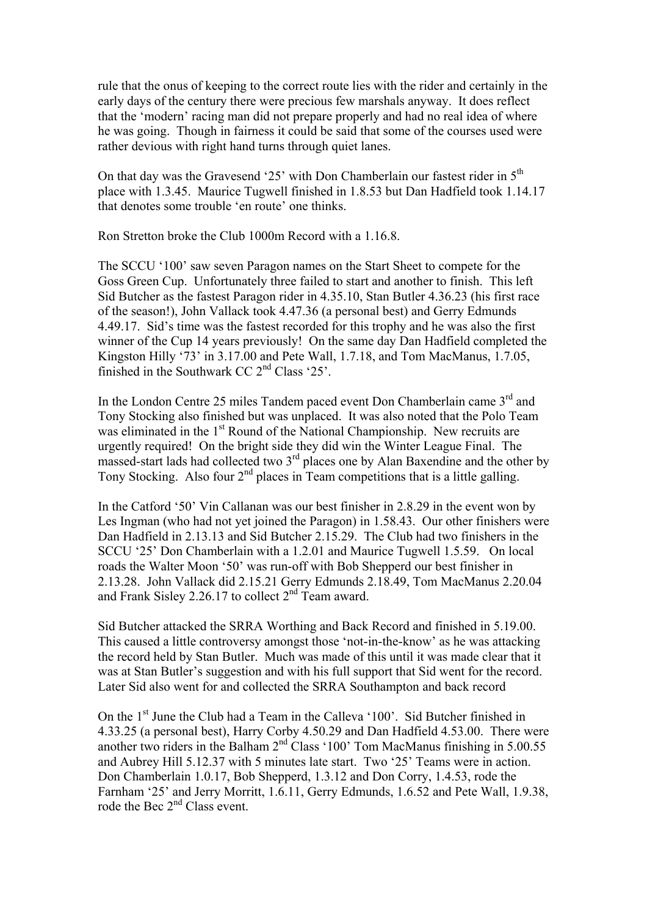rule that the onus of keeping to the correct route lies with the rider and certainly in the early days of the century there were precious few marshals anyway. It does reflect that the 'modern' racing man did not prepare properly and had no real idea of where he was going. Though in fairness it could be said that some of the courses used were rather devious with right hand turns through quiet lanes.

On that day was the Gravesend '25' with Don Chamberlain our fastest rider in 5th place with 1.3.45. Maurice Tugwell finished in 1.8.53 but Dan Hadfield took 1.14.17 that denotes some trouble 'en route' one thinks.

Ron Stretton broke the Club 1000m Record with a 1.16.8.

The SCCU '100' saw seven Paragon names on the Start Sheet to compete for the Goss Green Cup. Unfortunately three failed to start and another to finish. This left Sid Butcher as the fastest Paragon rider in 4.35.10, Stan Butler 4.36.23 (his first race of the season!), John Vallack took 4.47.36 (a personal best) and Gerry Edmunds 4.49.17. Sid's time was the fastest recorded for this trophy and he was also the first winner of the Cup 14 years previously! On the same day Dan Hadfield completed the Kingston Hilly '73' in 3.17.00 and Pete Wall, 1.7.18, and Tom MacManus, 1.7.05, finished in the Southwark CC 2nd Class '25'.

In the London Centre 25 miles Tandem paced event Don Chamberlain came 3rd and Tony Stocking also finished but was unplaced. It was also noted that the Polo Team was eliminated in the 1st Round of the National Championship. New recruits are urgently required! On the bright side they did win the Winter League Final. The massed-start lads had collected two 3rd places one by Alan Baxendine and the other by Tony Stocking. Also four 2nd places in Team competitions that is a little galling.

In the Catford '50' Vin Callanan was our best finisher in 2.8.29 in the event won by Les Ingman (who had not yet joined the Paragon) in 1.58.43. Our other finishers were Dan Hadfield in 2.13.13 and Sid Butcher 2.15.29. The Club had two finishers in the SCCU '25' Don Chamberlain with a 1.2.01 and Maurice Tugwell 1.5.59. On local roads the Walter Moon '50' was run-off with Bob Shepperd our best finisher in 2.13.28. John Vallack did 2.15.21 Gerry Edmunds 2.18.49, Tom MacManus 2.20.04 and Frank Sisley 2.26.17 to collect 2nd Team award.

Sid Butcher attacked the SRRA Worthing and Back Record and finished in 5.19.00. This caused a little controversy amongst those 'not-in-the-know' as he was attacking the record held by Stan Butler. Much was made of this until it was made clear that it was at Stan Butler's suggestion and with his full support that Sid went for the record. Later Sid also went for and collected the SRRA Southampton and back record

On the 1st June the Club had a Team in the Calleva '100'. Sid Butcher finished in 4.33.25 (a personal best), Harry Corby 4.50.29 and Dan Hadfield 4.53.00. There were another two riders in the Balham 2nd Class '100' Tom MacManus finishing in 5.00.55 and Aubrey Hill 5.12.37 with 5 minutes late start. Two '25' Teams were in action. Don Chamberlain 1.0.17, Bob Shepperd, 1.3.12 and Don Corry, 1.4.53, rode the Farnham '25' and Jerry Morritt, 1.6.11, Gerry Edmunds, 1.6.52 and Pete Wall, 1.9.38, rode the Bec 2nd Class event.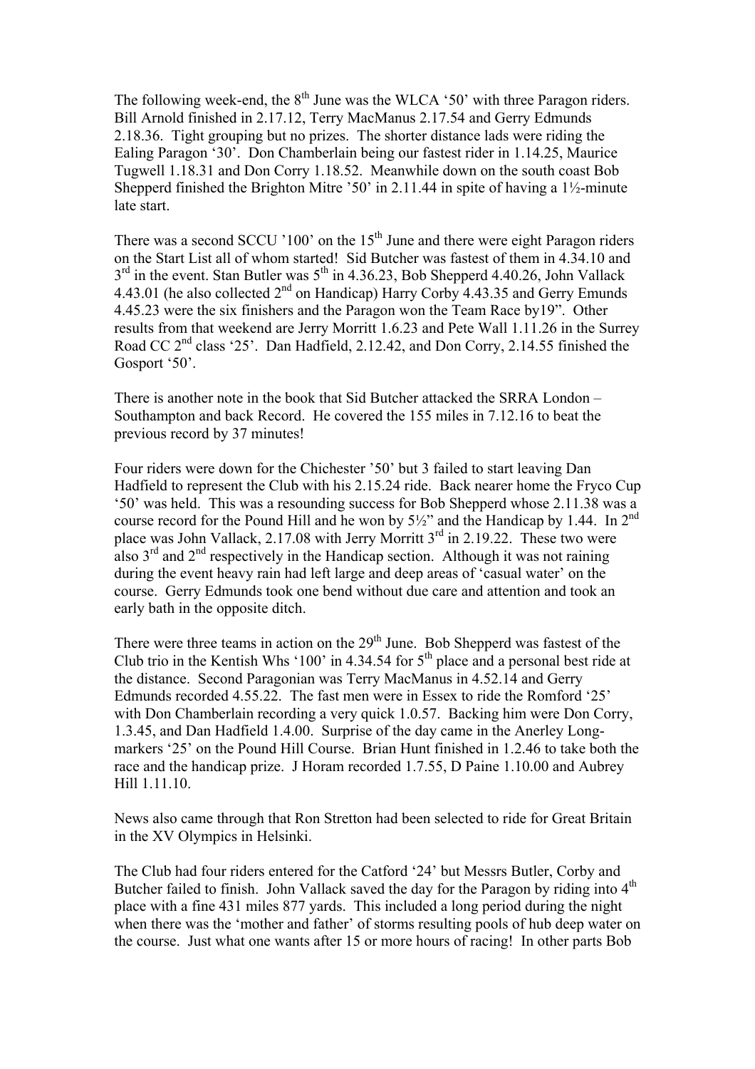The following week-end, the 8th June was the WLCA '50' with three Paragon riders. Bill Arnold finished in 2.17.12, Terry MacManus 2.17.54 and Gerry Edmunds 2.18.36. Tight grouping but no prizes. The shorter distance lads were riding the Ealing Paragon '30'. Don Chamberlain being our fastest rider in 1.14.25, Maurice Tugwell 1.18.31 and Don Corry 1.18.52. Meanwhile down on the south coast Bob Shepperd finished the Brighton Mitre '50' in 2.11.44 in spite of having a 1½-minute late start.

There was a second SCCU '100' on the 15th June and there were eight Paragon riders on the Start List all of whom started! Sid Butcher was fastest of them in 4.34.10 and 3rd in the event. Stan Butler was 5th in 4.36.23, Bob Shepperd 4.40.26, John Vallack 4.43.01 (he also collected 2nd on Handicap) Harry Corby 4.43.35 and Gerry Emunds 4.45.23 were the six finishers and the Paragon won the Team Race by19". Other results from that weekend are Jerry Morritt 1.6.23 and Pete Wall 1.11.26 in the Surrey Road CC 2nd class '25'. Dan Hadfield, 2.12.42, and Don Corry, 2.14.55 finished the Gosport '50'.

There is another note in the book that Sid Butcher attacked the SRRA London – Southampton and back Record. He covered the 155 miles in 7.12.16 to beat the previous record by 37 minutes!

Four riders were down for the Chichester '50' but 3 failed to start leaving Dan Hadfield to represent the Club with his 2.15.24 ride. Back nearer home the Fryco Cup '50' was held. This was a resounding success for Bob Shepperd whose 2.11.38 was a course record for the Pound Hill and he won by 5½" and the Handicap by 1.44. In 2nd place was John Vallack, 2.17.08 with Jerry Morritt 3rd in 2.19.22. These two were also 3rd and 2nd respectively in the Handicap section. Although it was not raining during the event heavy rain had left large and deep areas of 'casual water' on the course. Gerry Edmunds took one bend without due care and attention and took an early bath in the opposite ditch.

There were three teams in action on the 29th June. Bob Shepperd was fastest of the Club trio in the Kentish Whs '100' in 4.34.54 for 5th place and a personal best ride at the distance. Second Paragonian was Terry MacManus in 4.52.14 and Gerry Edmunds recorded 4.55.22. The fast men were in Essex to ride the Romford '25' with Don Chamberlain recording a very quick 1.0.57. Backing him were Don Corry, 1.3.45, and Dan Hadfield 1.4.00. Surprise of the day came in the Anerley Long-markers '25' on the Pound Hill Course. Brian Hunt finished in 1.2.46 to take both the race and the handicap prize. J Horam recorded 1.7.55, D Paine 1.10.00 and Aubrey Hill 1.11.10.

News also came through that Ron Stretton had been selected to ride for Great Britain in the XV Olympics in Helsinki.

The Club had four riders entered for the Catford '24' but Messrs Butler, Corby and Butcher failed to finish. John Vallack saved the day for the Paragon by riding into 4th place with a fine 431 miles 877 yards. This included a long period during the night when there was the 'mother and father' of storms resulting pools of hub deep water on the course. Just what one wants after 15 or more hours of racing! In other parts Bob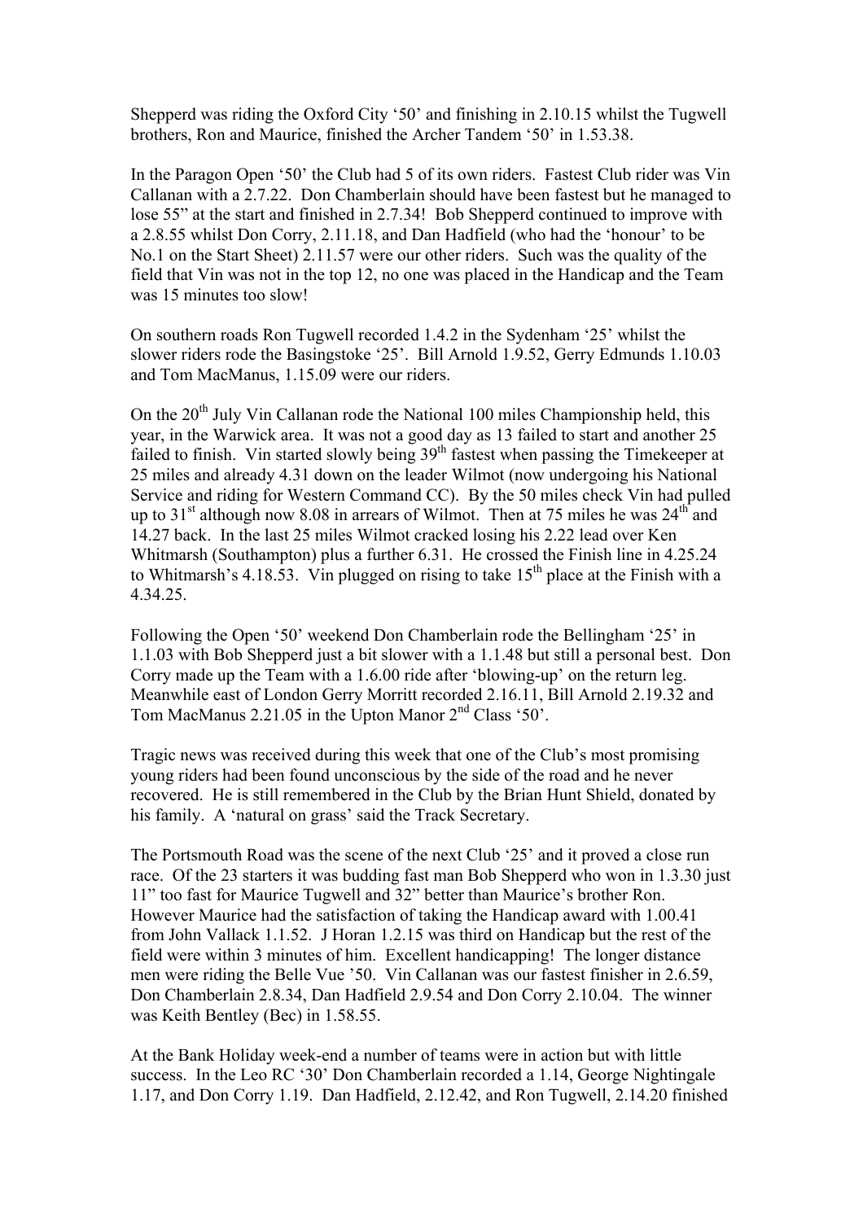Shepperd was riding the Oxford City '50' and finishing in 2.10.15 whilst the Tugwell brothers, Ron and Maurice, finished the Archer Tandem '50' in 1.53.38.

In the Paragon Open '50' the Club had 5 of its own riders. Fastest Club rider was Vin Callanan with a 2.7.22. Don Chamberlain should have been fastest but he managed to lose 55" at the start and finished in 2.7.34! Bob Shepperd continued to improve with a 2.8.55 whilst Don Corry, 2.11.18, and Dan Hadfield (who had the 'honour' to be No.1 on the Start Sheet) 2.11.57 were our other riders. Such was the quality of the field that Vin was not in the top 12, no one was placed in the Handicap and the Team was 15 minutes too slow!

On southern roads Ron Tugwell recorded 1.4.2 in the Sydenham '25' whilst the slower riders rode the Basingstoke '25'. Bill Arnold 1.9.52, Gerry Edmunds 1.10.03 and Tom MacManus, 1.15.09 were our riders.

On the 20th July Vin Callanan rode the National 100 miles Championship held, this year, in the Warwick area. It was not a good day as 13 failed to start and another 25 failed to finish. Vin started slowly being 39th fastest when passing the Timekeeper at 25 miles and already 4.31 down on the leader Wilmot (now undergoing his National Service and riding for Western Command CC). By the 50 miles check Vin had pulled up to 31st although now 8.08 in arrears of Wilmot. Then at 75 miles he was 24th and 14.27 back. In the last 25 miles Wilmot cracked losing his 2.22 lead over Ken Whitmarsh (Southampton) plus a further 6.31. He crossed the Finish line in 4.25.24 to Whitmarsh's 4.18.53. Vin plugged on rising to take 15th place at the Finish with a 4.34.25.

Following the Open '50' weekend Don Chamberlain rode the Bellingham '25' in 1.1.03 with Bob Shepperd just a bit slower with a 1.1.48 but still a personal best. Don Corry made up the Team with a 1.6.00 ride after 'blowing-up' on the return leg. Meanwhile east of London Gerry Morritt recorded 2.16.11, Bill Arnold 2.19.32 and Tom MacManus 2.21.05 in the Upton Manor 2nd Class '50'.

Tragic news was received during this week that one of the Club's most promising young riders had been found unconscious by the side of the road and he never recovered. He is still remembered in the Club by the Brian Hunt Shield, donated by his family. A 'natural on grass' said the Track Secretary.

The Portsmouth Road was the scene of the next Club '25' and it proved a close run race. Of the 23 starters it was budding fast man Bob Shepperd who won in 1.3.30 just 11" too fast for Maurice Tugwell and 32" better than Maurice's brother Ron. However Maurice had the satisfaction of taking the Handicap award with 1.00.41 from John Vallack 1.1.52. J Horan 1.2.15 was third on Handicap but the rest of the field were within 3 minutes of him. Excellent handicapping! The longer distance men were riding the Belle Vue '50. Vin Callanan was our fastest finisher in 2.6.59, Don Chamberlain 2.8.34, Dan Hadfield 2.9.54 and Don Corry 2.10.04. The winner was Keith Bentley (Bec) in 1.58.55.

At the Bank Holiday week-end a number of teams were in action but with little success. In the Leo RC '30' Don Chamberlain recorded a 1.14, George Nightingale 1.17, and Don Corry 1.19. Dan Hadfield, 2.12.42, and Ron Tugwell, 2.14.20 finished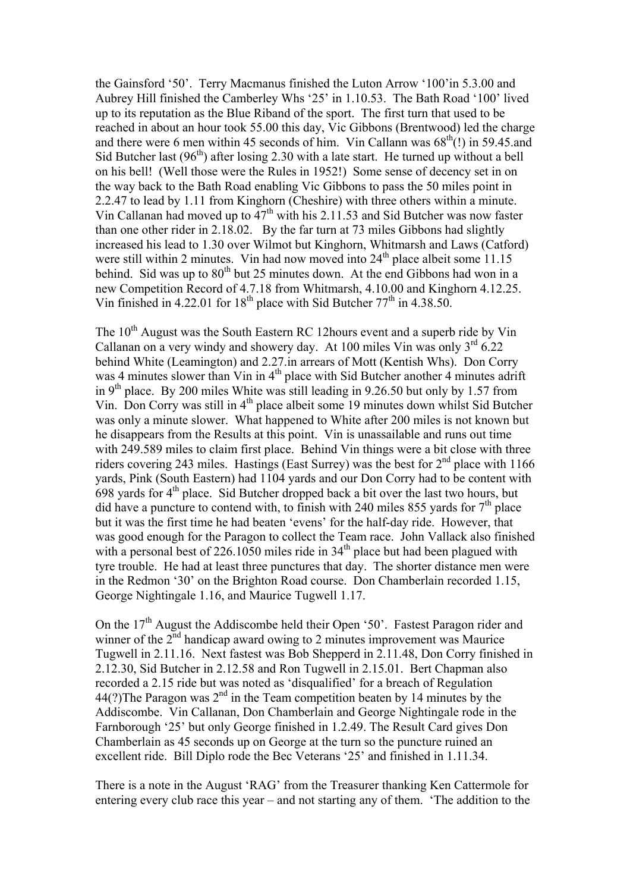the Gainsford '50'. Terry Macmanus finished the Luton Arrow '100'in 5.3.00 and Aubrey Hill finished the Camberley Whs '25' in 1.10.53. The Bath Road '100' lived up to its reputation as the Blue Riband of the sport. The first turn that used to be reached in about an hour took 55.00 this day, Vic Gibbons (Brentwood) led the charge and there were 6 men within 45 seconds of him. Vin Callann was 68th(!) in 59.45.and Sid Butcher last (96th) after losing 2.30 with a late start. He turned up without a bell on his bell! (Well those were the Rules in 1952!) Some sense of decency set in on the way back to the Bath Road enabling Vic Gibbons to pass the 50 miles point in 2.2.47 to lead by 1.11 from Kinghorn (Cheshire) with three others within a minute. Vin Callanan had moved up to 47th with his 2.11.53 and Sid Butcher was now faster than one other rider in 2.18.02. By the far turn at 73 miles Gibbons had slightly increased his lead to 1.30 over Wilmot but Kinghorn, Whitmarsh and Laws (Catford) were still within 2 minutes. Vin had now moved into 24th place albeit some 11.15 behind. Sid was up to 80th but 25 minutes down. At the end Gibbons had won in a new Competition Record of 4.7.18 from Whitmarsh, 4.10.00 and Kinghorn 4.12.25. Vin finished in 4.22.01 for 18th place with Sid Butcher 77th in 4.38.50.

The 10th August was the South Eastern RC 12hours event and a superb ride by Vin Callanan on a very windy and showery day. At 100 miles Vin was only 3rd 6.22 behind White (Leamington) and 2.27.in arrears of Mott (Kentish Whs). Don Corry was 4 minutes slower than Vin in 4th place with Sid Butcher another 4 minutes adrift in 9th place. By 200 miles White was still leading in 9.26.50 but only by 1.57 from Vin. Don Corry was still in 4th place albeit some 19 minutes down whilst Sid Butcher was only a minute slower. What happened to White after 200 miles is not known but he disappears from the Results at this point. Vin is unassailable and runs out time with 249.589 miles to claim first place. Behind Vin things were a bit close with three riders covering 243 miles. Hastings (East Surrey) was the best for 2nd place with 1166 yards, Pink (South Eastern) had 1104 yards and our Don Corry had to be content with 698 yards for 4th place. Sid Butcher dropped back a bit over the last two hours, but did have a puncture to contend with, to finish with 240 miles 855 yards for 7th place but it was the first time he had beaten 'evens' for the half-day ride. However, that was good enough for the Paragon to collect the Team race. John Vallack also finished with a personal best of 226.1050 miles ride in 34th place but had been plagued with tyre trouble. He had at least three punctures that day. The shorter distance men were in the Redmon '30' on the Brighton Road course. Don Chamberlain recorded 1.15, George Nightingale 1.16, and Maurice Tugwell 1.17.

On the 17th August the Addiscombe held their Open '50'. Fastest Paragon rider and winner of the 2nd handicap award owing to 2 minutes improvement was Maurice Tugwell in 2.11.16. Next fastest was Bob Shepperd in 2.11.48, Don Corry finished in 2.12.30, Sid Butcher in 2.12.58 and Ron Tugwell in 2.15.01. Bert Chapman also recorded a 2.15 ride but was noted as 'disqualified' for a breach of Regulation 44(?)The Paragon was 2nd in the Team competition beaten by 14 minutes by the Addiscombe. Vin Callanan, Don Chamberlain and George Nightingale rode in the Farnborough '25' but only George finished in 1.2.49. The Result Card gives Don Chamberlain as 45 seconds up on George at the turn so the puncture ruined an excellent ride. Bill Diplo rode the Bec Veterans '25' and finished in 1.11.34.

There is a note in the August 'RAG' from the Treasurer thanking Ken Cattermole for entering every club race this year – and not starting any of them. 'The addition to the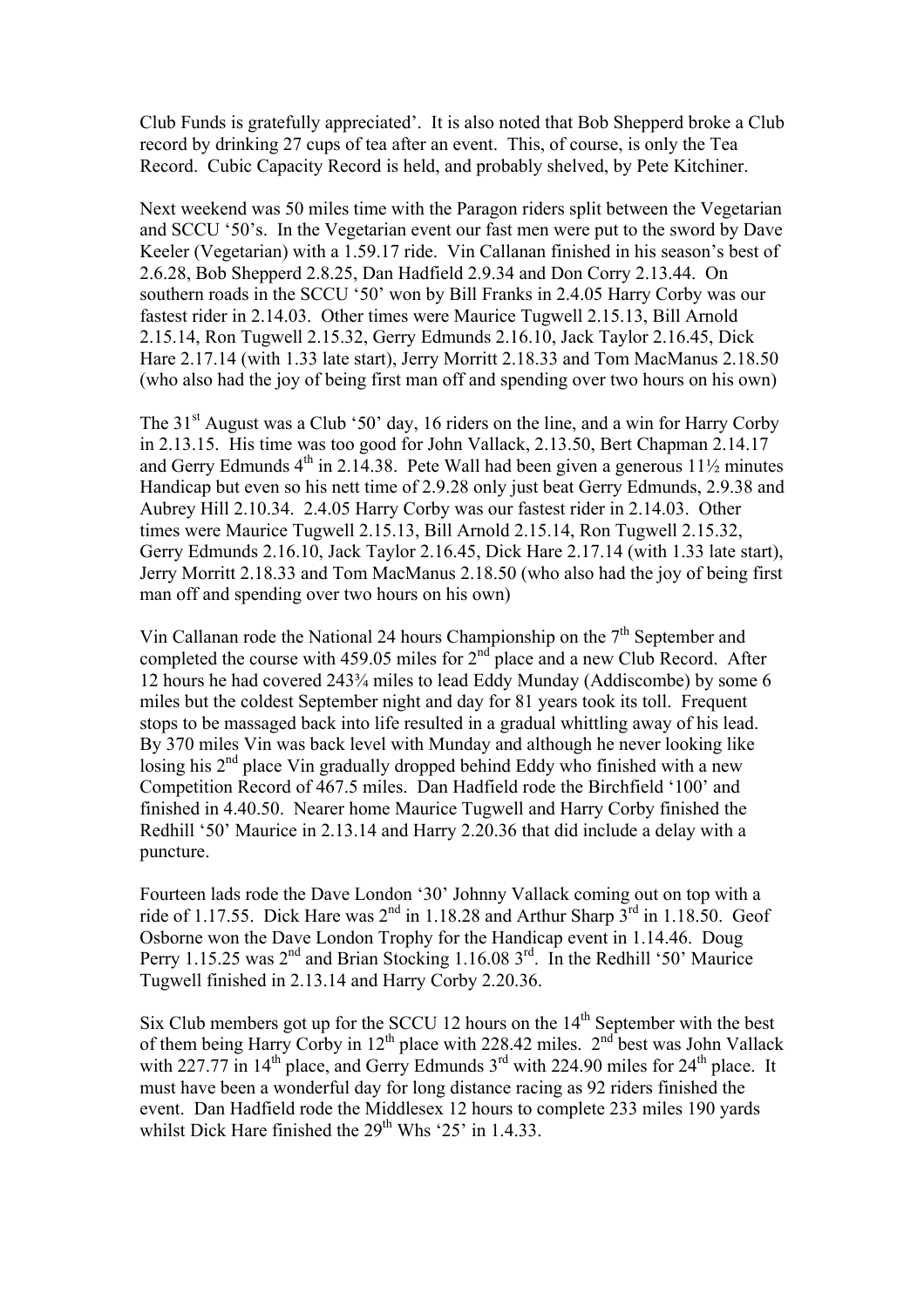Club Funds is gratefully appreciated'. It is also noted that Bob Shepperd broke a Club record by drinking 27 cups of tea after an event. This, of course, is only the Tea Record. Cubic Capacity Record is held, and probably shelved, by Pete Kitchiner.

Next weekend was 50 miles time with the Paragon riders split between the Vegetarian and SCCU '50's. In the Vegetarian event our fast men were put to the sword by Dave Keeler (Vegetarian) with a 1.59.17 ride. Vin Callanan finished in his season's best of 2.6.28, Bob Shepperd 2.8.25, Dan Hadfield 2.9.34 and Don Corry 2.13.44. On southern roads in the SCCU '50' won by Bill Franks in 2.4.05 Harry Corby was our fastest rider in 2.14.03. Other times were Maurice Tugwell 2.15.13, Bill Arnold 2.15.14, Ron Tugwell 2.15.32, Gerry Edmunds 2.16.10, Jack Taylor 2.16.45, Dick Hare 2.17.14 (with 1.33 late start), Jerry Morritt 2.18.33 and Tom MacManus 2.18.50 (who also had the joy of being first man off and spending over two hours on his own)

The 31st August was a Club '50' day, 16 riders on the line, and a win for Harry Corby in 2.13.15. His time was too good for John Vallack, 2.13.50, Bert Chapman 2.14.17 and Gerry Edmunds 4th in 2.14.38. Pete Wall had been given a generous 11½ minutes Handicap but even so his nett time of 2.9.28 only just beat Gerry Edmunds, 2.9.38 and Aubrey Hill 2.10.34. 2.4.05 Harry Corby was our fastest rider in 2.14.03. Other times were Maurice Tugwell 2.15.13, Bill Arnold 2.15.14, Ron Tugwell 2.15.32, Gerry Edmunds 2.16.10, Jack Taylor 2.16.45, Dick Hare 2.17.14 (with 1.33 late start), Jerry Morritt 2.18.33 and Tom MacManus 2.18.50 (who also had the joy of being first man off and spending over two hours on his own)

Vin Callanan rode the National 24 hours Championship on the 7th September and completed the course with 459.05 miles for 2nd place and a new Club Record. After 12 hours he had covered 243¾ miles to lead Eddy Munday (Addiscombe) by some 6 miles but the coldest September night and day for 81 years took its toll. Frequent stops to be massaged back into life resulted in a gradual whittling away of his lead. By 370 miles Vin was back level with Munday and although he never looking like losing his 2nd place Vin gradually dropped behind Eddy who finished with a new Competition Record of 467.5 miles. Dan Hadfield rode the Birchfield '100' and finished in 4.40.50. Nearer home Maurice Tugwell and Harry Corby finished the Redhill '50' Maurice in 2.13.14 and Harry 2.20.36 that did include a delay with a puncture.

Fourteen lads rode the Dave London '30' Johnny Vallack coming out on top with a ride of 1.17.55. Dick Hare was 2nd in 1.18.28 and Arthur Sharp 3rd in 1.18.50. Geof Osborne won the Dave London Trophy for the Handicap event in 1.14.46. Doug Perry 1.15.25 was 2nd and Brian Stocking 1.16.08 3rd. In the Redhill '50' Maurice Tugwell finished in 2.13.14 and Harry Corby 2.20.36.

Six Club members got up for the SCCU 12 hours on the 14th September with the best of them being Harry Corby in 12th place with 228.42 miles. 2nd best was John Vallack with 227.77 in 14th place, and Gerry Edmunds 3rd with 224.90 miles for 24th place. It must have been a wonderful day for long distance racing as 92 riders finished the event. Dan Hadfield rode the Middlesex 12 hours to complete 233 miles 190 yards whilst Dick Hare finished the 29th Whs '25' in 1.4.33.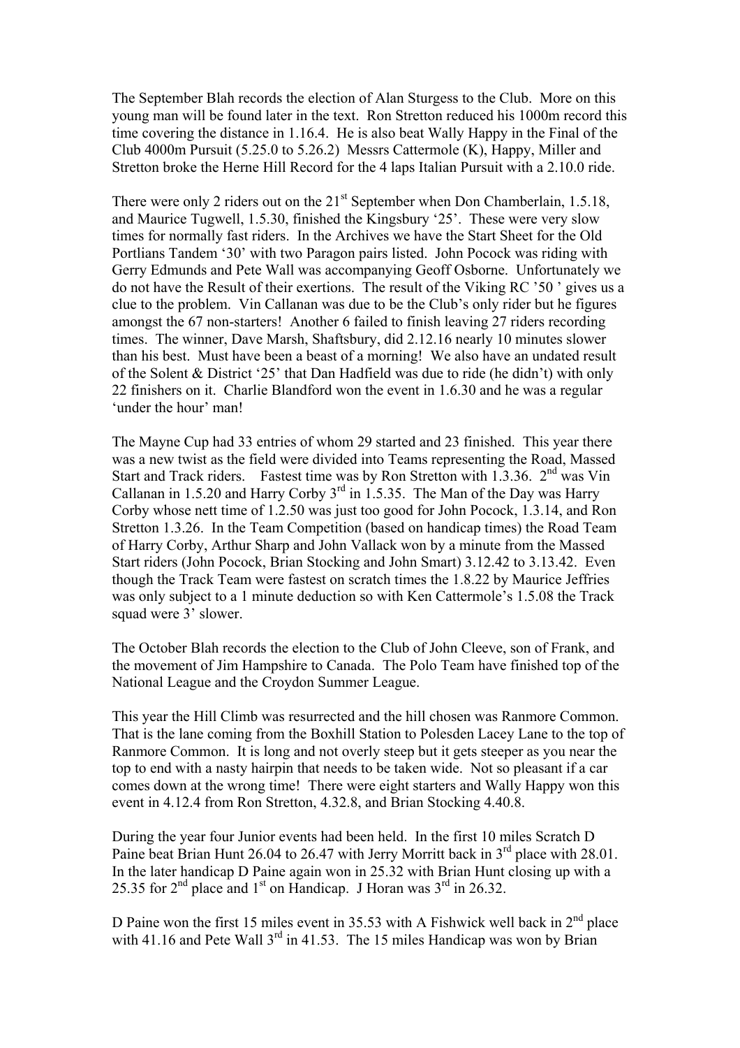The September Blah records the election of Alan Sturgess to the Club. More on this young man will be found later in the text. Ron Stretton reduced his 1000m record this time covering the distance in 1.16.4. He is also beat Wally Happy in the Final of the Club 4000m Pursuit (5.25.0 to 5.26.2) Messrs Cattermole (K), Happy, Miller and Stretton broke the Herne Hill Record for the 4 laps Italian Pursuit with a 2.10.0 ride.

There were only 2 riders out on the 21st September when Don Chamberlain, 1.5.18, and Maurice Tugwell, 1.5.30, finished the Kingsbury '25'. These were very slow times for normally fast riders. In the Archives we have the Start Sheet for the Old Portlians Tandem '30' with two Paragon pairs listed. John Pocock was riding with Gerry Edmunds and Pete Wall was accompanying Geoff Osborne. Unfortunately we do not have the Result of their exertions. The result of the Viking RC '50 ' gives us a clue to the problem. Vin Callanan was due to be the Club's only rider but he figures amongst the 67 non-starters! Another 6 failed to finish leaving 27 riders recording times. The winner, Dave Marsh, Shaftsbury, did 2.12.16 nearly 10 minutes slower than his best. Must have been a beast of a morning! We also have an undated result of the Solent & District '25' that Dan Hadfield was due to ride (he didn't) with only 22 finishers on it. Charlie Blandford won the event in 1.6.30 and he was a regular 'under the hour' man!

The Mayne Cup had 33 entries of whom 29 started and 23 finished. This year there was a new twist as the field were divided into Teams representing the Road, Massed Start and Track riders. Fastest time was by Ron Stretton with 1.3.36. 2nd was Vin Callanan in 1.5.20 and Harry Corby 3rd in 1.5.35. The Man of the Day was Harry Corby whose nett time of 1.2.50 was just too good for John Pocock, 1.3.14, and Ron Stretton 1.3.26. In the Team Competition (based on handicap times) the Road Team of Harry Corby, Arthur Sharp and John Vallack won by a minute from the Massed Start riders (John Pocock, Brian Stocking and John Smart) 3.12.42 to 3.13.42. Even though the Track Team were fastest on scratch times the 1.8.22 by Maurice Jeffries was only subject to a 1 minute deduction so with Ken Cattermole's 1.5.08 the Track squad were 3' slower.

The October Blah records the election to the Club of John Cleeve, son of Frank, and the movement of Jim Hampshire to Canada. The Polo Team have finished top of the National League and the Croydon Summer League.

This year the Hill Climb was resurrected and the hill chosen was Ranmore Common. That is the lane coming from the Boxhill Station to Polesden Lacey Lane to the top of Ranmore Common. It is long and not overly steep but it gets steeper as you near the top to end with a nasty hairpin that needs to be taken wide. Not so pleasant if a car comes down at the wrong time! There were eight starters and Wally Happy won this event in 4.12.4 from Ron Stretton, 4.32.8, and Brian Stocking 4.40.8.

During the year four Junior events had been held. In the first 10 miles Scratch D Paine beat Brian Hunt 26.04 to 26.47 with Jerry Morritt back in 3rd place with 28.01. In the later handicap D Paine again won in 25.32 with Brian Hunt closing up with a 25.35 for 2nd place and 1st on Handicap. J Horan was 3rd in 26.32.

D Paine won the first 15 miles event in 35.53 with A Fishwick well back in 2nd place with 41.16 and Pete Wall 3rd in 41.53. The 15 miles Handicap was won by Brian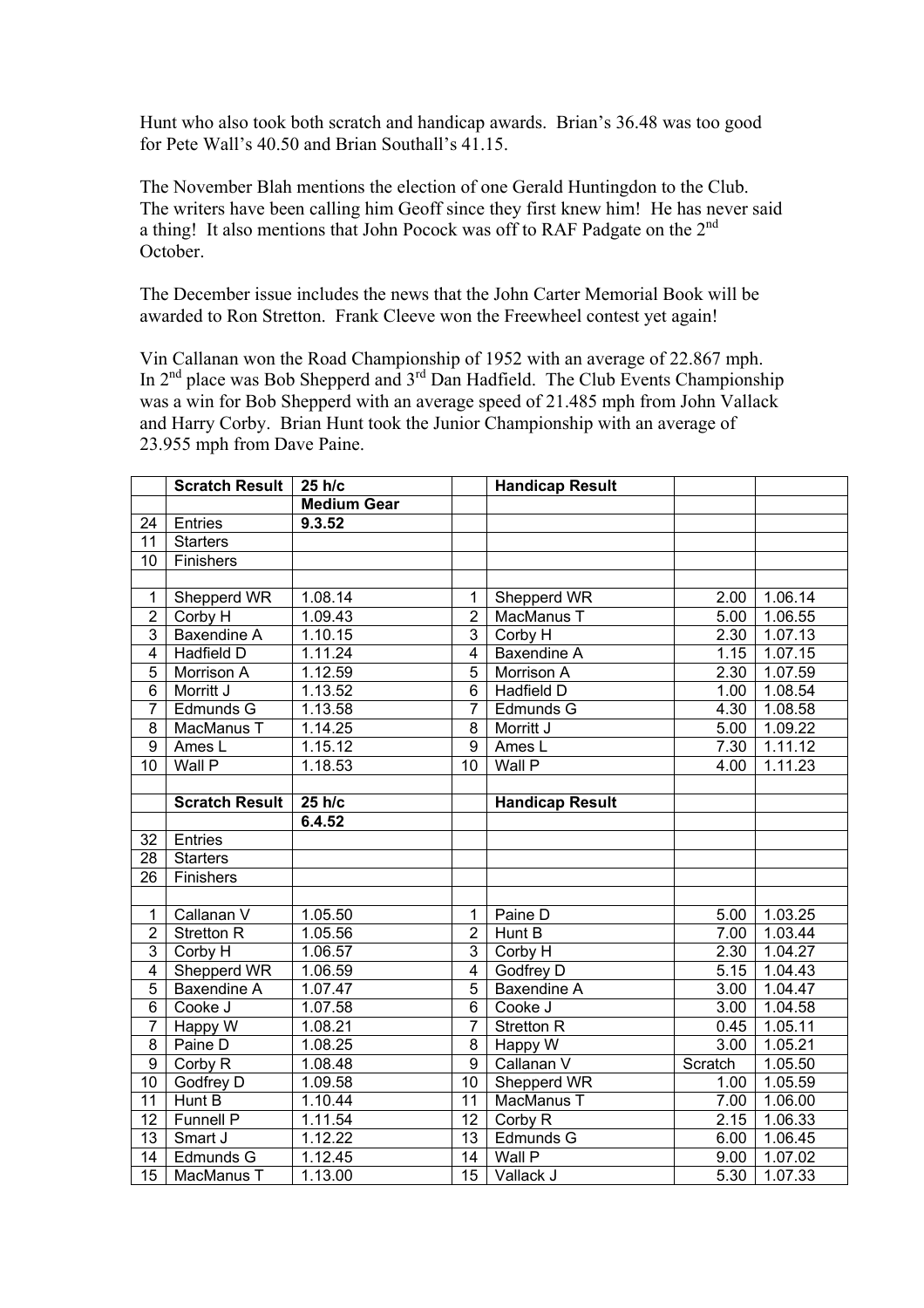Hunt who also took both scratch and handicap awards. Brian's 36.48 was too good for Pete Wall's 40.50 and Brian Southall's 41.15.

The November Blah mentions the election of one Gerald Huntingdon to the Club. The writers have been calling him Geoff since they first knew him! He has never said a thing! It also mentions that John Pocock was off to RAF Padgate on the 2nd October.

The December issue includes the news that the John Carter Memorial Book will be awarded to Ron Stretton. Frank Cleeve won the Freewheel contest yet again!

Vin Callanan won the Road Championship of 1952 with an average of 22.867 mph. In 2nd place was Bob Shepperd and 3rd Dan Hadfield. The Club Events Championship was a win for Bob Shepperd with an average speed of 21.485 mph from John Vallack and Harry Corby. Brian Hunt took the Junior Championship with an average of 23.955 mph from Dave Paine.

| | **Scratch Result** | **25 h/c** | | **Handicap Result** | | |
|---|---|---|---|---|---|---|
| | | **Medium Gear** | | | | |
| 24 | Entries | **9.3.52** | | | | |
| 11 | Starters | | | | | |
| 10 | Finishers | | | | | |
| | | | | | | |
| 1 | Shepperd WR | 1.08.14 | 1 | Shepperd WR | 2.00 | 1.06.14 |
| 2 | Corby H | 1.09.43 | 2 | MacManus T | 5.00 | 1.06.55 |
| 3 | Baxendine A | 1.10.15 | 3 | Corby H | 2.30 | 1.07.13 |
| 4 | Hadfield D | 1.11.24 | 4 | Baxendine A | 1.15 | 1.07.15 |
| 5 | Morrison A | 1.12.59 | 5 | Morrison A | 2.30 | 1.07.59 |
| 6 | Morritt J | 1.13.52 | 6 | Hadfield D | 1.00 | 1.08.54 |
| 7 | Edmunds G | 1.13.58 | 7 | Edmunds G | 4.30 | 1.08.58 |
| 8 | MacManus T | 1.14.25 | 8 | Morritt J | 5.00 | 1.09.22 |
| 9 | Ames L | 1.15.12 | 9 | Ames L | 7.30 | 1.11.12 |
| 10 | Wall P | 1.18.53 | 10 | Wall P | 4.00 | 1.11.23 |
| | | | | | | |
| | **Scratch Result** | **25 h/c** | | **Handicap Result** | | |
| | | **6.4.52** | | | | |
| 32 | Entries | | | | | |
| 28 | Starters | | | | | |
| 26 | Finishers | | | | | |
| | | | | | | |
| 1 | Callanan V | 1.05.50 | 1 | Paine D | 5.00 | 1.03.25 |
| 2 | Stretton R | 1.05.56 | 2 | Hunt B | 7.00 | 1.03.44 |
| 3 | Corby H | 1.06.57 | 3 | Corby H | 2.30 | 1.04.27 |
| 4 | Shepperd WR | 1.06.59 | 4 | Godfrey D | 5.15 | 1.04.43 |
| 5 | Baxendine A | 1.07.47 | 5 | Baxendine A | 3.00 | 1.04.47 |
| 6 | Cooke J | 1.07.58 | 6 | Cooke J | 3.00 | 1.04.58 |
| 7 | Happy W | 1.08.21 | 7 | Stretton R | 0.45 | 1.05.11 |
| 8 | Paine D | 1.08.25 | 8 | Happy W | 3.00 | 1.05.21 |
| 9 | Corby R | 1.08.48 | 9 | Callanan V | Scratch | 1.05.50 |
| 10 | Godfrey D | 1.09.58 | 10 | Shepperd WR | 1.00 | 1.05.59 |
| 11 | Hunt B | 1.10.44 | 11 | MacManus T | 7.00 | 1.06.00 |
| 12 | Funnell P | 1.11.54 | 12 | Corby R | 2.15 | 1.06.33 |
| 13 | Smart J | 1.12.22 | 13 | Edmunds G | 6.00 | 1.06.45 |
| 14 | Edmunds G | 1.12.45 | 14 | Wall P | 9.00 | 1.07.02 |
| 15 | MacManus T | 1.13.00 | 15 | Vallack J | 5.30 | 1.07.33 |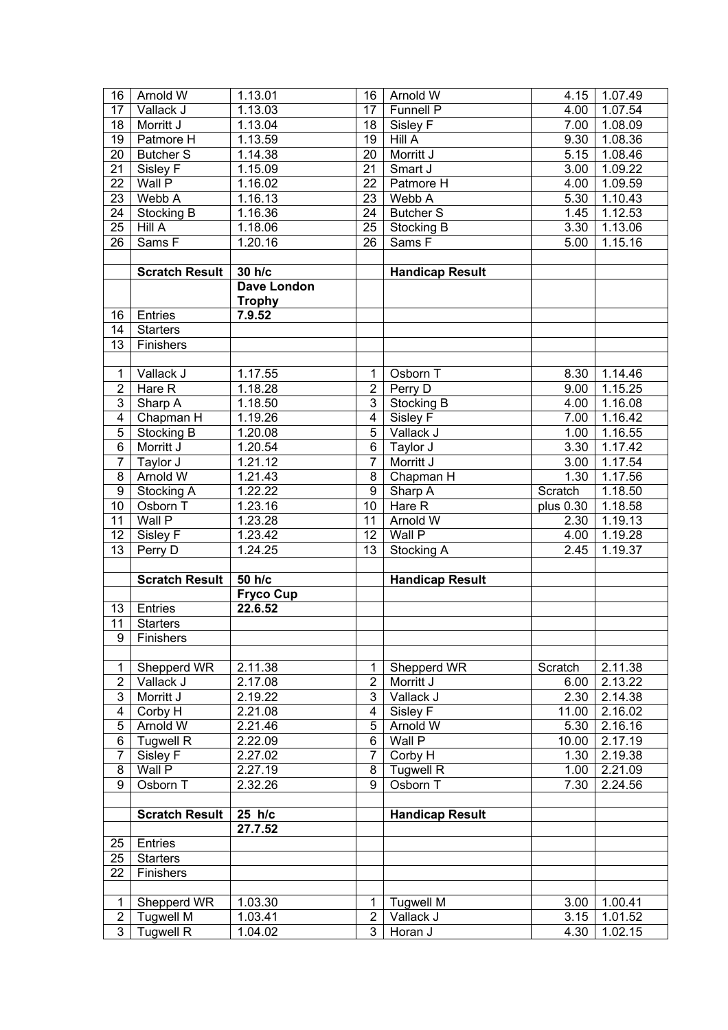| | | | | | | |
|---|---|---|---|---|---|---|
| 16 | Arnold W | 1.13.01 | 16 | Arnold W | 4.15 | 1.07.49 |
| 17 | Vallack J | 1.13.03 | 17 | Funnell P | 4.00 | 1.07.54 |
| 18 | Morritt J | 1.13.04 | 18 | Sisley F | 7.00 | 1.08.09 |
| 19 | Patmore H | 1.13.59 | 19 | Hill A | 9.30 | 1.08.36 |
| 20 | Butcher S | 1.14.38 | 20 | Morritt J | 5.15 | 1.08.46 |
| 21 | Sisley F | 1.15.09 | 21 | Smart J | 3.00 | 1.09.22 |
| 22 | Wall P | 1.16.02 | 22 | Patmore H | 4.00 | 1.09.59 |
| 23 | Webb A | 1.16.13 | 23 | Webb A | 5.30 | 1.10.43 |
| 24 | Stocking B | 1.16.36 | 24 | Butcher S | 1.45 | 1.12.53 |
| 25 | Hill A | 1.18.06 | 25 | Stocking B | 3.30 | 1.13.06 |
| 26 | Sams F | 1.20.16 | 26 | Sams F | 5.00 | 1.15.16 |
| | | | | | | |
| | **Scratch Result** | **30 h/c** | | **Handicap Result** | | |
| | | **Dave London Trophy** | | | | |
| 16 | Entries | **7.9.52** | | | | |
| 14 | Starters | | | | | |
| 13 | Finishers | | | | | |
| | | | | | | |
| 1 | Vallack J | 1.17.55 | 1 | Osborn T | 8.30 | 1.14.46 |
| 2 | Hare R | 1.18.28 | 2 | Perry D | 9.00 | 1.15.25 |
| 3 | Sharp A | 1.18.50 | 3 | Stocking B | 4.00 | 1.16.08 |
| 4 | Chapman H | 1.19.26 | 4 | Sisley F | 7.00 | 1.16.42 |
| 5 | Stocking B | 1.20.08 | 5 | Vallack J | 1.00 | 1.16.55 |
| 6 | Morritt J | 1.20.54 | 6 | Taylor J | 3.30 | 1.17.42 |
| 7 | Taylor J | 1.21.12 | 7 | Morritt J | 3.00 | 1.17.54 |
| 8 | Arnold W | 1.21.43 | 8 | Chapman H | 1.30 | 1.17.56 |
| 9 | Stocking A | 1.22.22 | 9 | Sharp A | Scratch | 1.18.50 |
| 10 | Osborn T | 1.23.16 | 10 | Hare R | plus 0.30 | 1.18.58 |
| 11 | Wall P | 1.23.28 | 11 | Arnold W | 2.30 | 1.19.13 |
| 12 | Sisley F | 1.23.42 | 12 | Wall P | 4.00 | 1.19.28 |
| 13 | Perry D | 1.24.25 | 13 | Stocking A | 2.45 | 1.19.37 |
| | | | | | | |
| | **Scratch Result** | **50 h/c** | | **Handicap Result** | | |
| | | **Fryco Cup** | | | | |
| 13 | Entries | **22.6.52** | | | | |
| 11 | Starters | | | | | |
| 9 | Finishers | | | | | |
| | | | | | | |
| 1 | Shepperd WR | 2.11.38 | 1 | Shepperd WR | Scratch | 2.11.38 |
| 2 | Vallack J | 2.17.08 | 2 | Morritt J | 6.00 | 2.13.22 |
| 3 | Morritt J | 2.19.22 | 3 | Vallack J | 2.30 | 2.14.38 |
| 4 | Corby H | 2.21.08 | 4 | Sisley F | 11.00 | 2.16.02 |
| 5 | Arnold W | 2.21.46 | 5 | Arnold W | 5.30 | 2.16.16 |
| 6 | Tugwell R | 2.22.09 | 6 | Wall P | 10.00 | 2.17.19 |
| 7 | Sisley F | 2.27.02 | 7 | Corby H | 1.30 | 2.19.38 |
| 8 | Wall P | 2.27.19 | 8 | Tugwell R | 1.00 | 2.21.09 |
| 9 | Osborn T | 2.32.26 | 9 | Osborn T | 7.30 | 2.24.56 |
| | | | | | | |
| | **Scratch Result** | **25 h/c** | | **Handicap Result** | | |
| | | **27.7.52** | | | | |
| 25 | Entries | | | | | |
| 25 | Starters | | | | | |
| 22 | Finishers | | | | | |
| | | | | | | |
| 1 | Shepperd WR | 1.03.30 | 1 | Tugwell M | 3.00 | 1.00.41 |
| 2 | Tugwell M | 1.03.41 | 2 | Vallack J | 3.15 | 1.01.52 |
| 3 | Tugwell R | 1.04.02 | 3 | Horan J | 4.30 | 1.02.15 |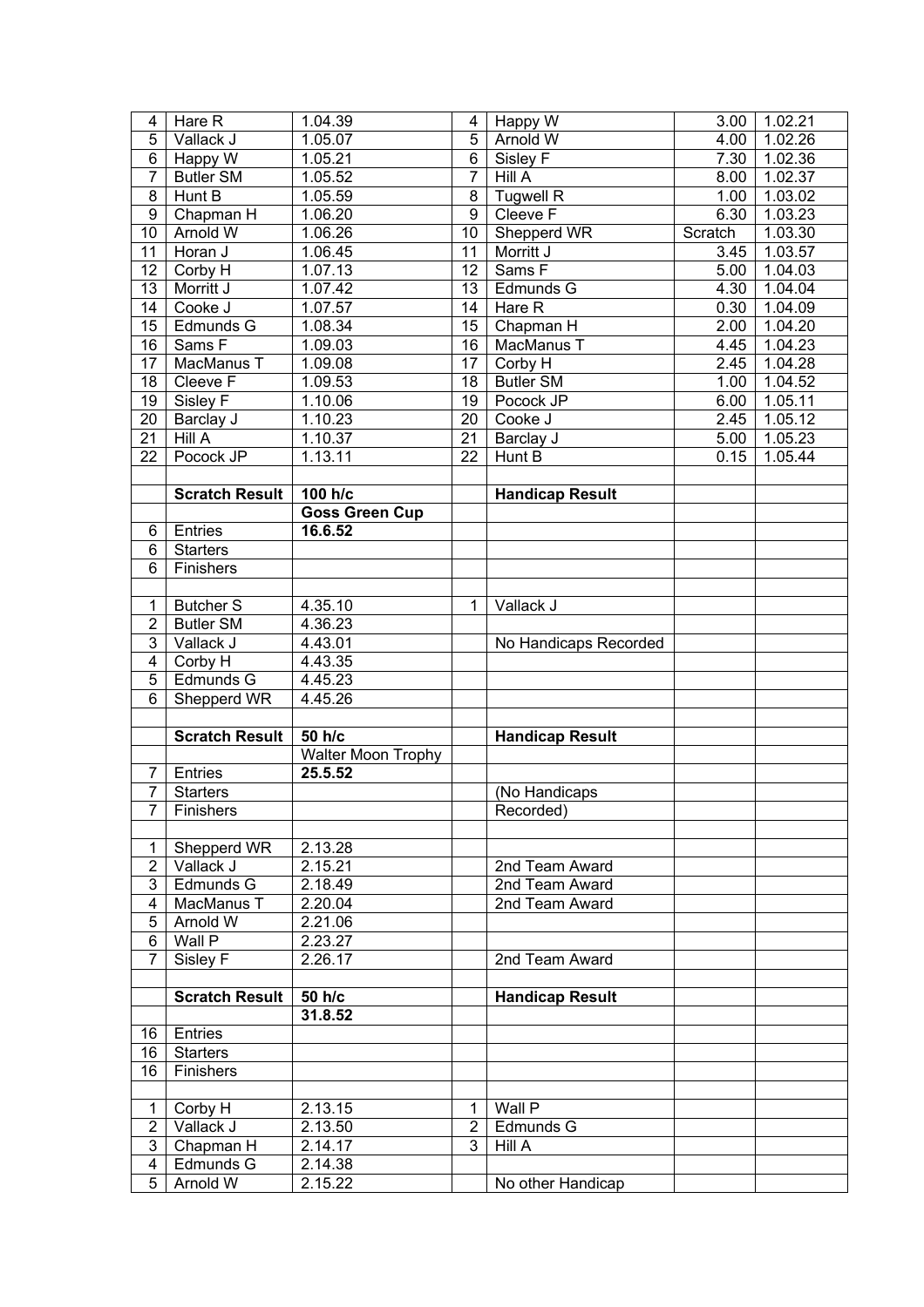| | | | | | | |
|---|---|---|---|---|---|---|
| 4 | Hare R | 1.04.39 | 4 | Happy W | 3.00 | 1.02.21 |
| 5 | Vallack J | 1.05.07 | 5 | Arnold W | 4.00 | 1.02.26 |
| 6 | Happy W | 1.05.21 | 6 | Sisley F | 7.30 | 1.02.36 |
| 7 | Butler SM | 1.05.52 | 7 | Hill A | 8.00 | 1.02.37 |
| 8 | Hunt B | 1.05.59 | 8 | Tugwell R | 1.00 | 1.03.02 |
| 9 | Chapman H | 1.06.20 | 9 | Cleeve F | 6.30 | 1.03.23 |
| 10 | Arnold W | 1.06.26 | 10 | Shepperd WR | Scratch | 1.03.30 |
| 11 | Horan J | 1.06.45 | 11 | Morritt J | 3.45 | 1.03.57 |
| 12 | Corby H | 1.07.13 | 12 | Sams F | 5.00 | 1.04.03 |
| 13 | Morritt J | 1.07.42 | 13 | Edmunds G | 4.30 | 1.04.04 |
| 14 | Cooke J | 1.07.57 | 14 | Hare R | 0.30 | 1.04.09 |
| 15 | Edmunds G | 1.08.34 | 15 | Chapman H | 2.00 | 1.04.20 |
| 16 | Sams F | 1.09.03 | 16 | MacManus T | 4.45 | 1.04.23 |
| 17 | MacManus T | 1.09.08 | 17 | Corby H | 2.45 | 1.04.28 |
| 18 | Cleeve F | 1.09.53 | 18 | Butler SM | 1.00 | 1.04.52 |
| 19 | Sisley F | 1.10.06 | 19 | Pocock JP | 6.00 | 1.05.11 |
| 20 | Barclay J | 1.10.23 | 20 | Cooke J | 2.45 | 1.05.12 |
| 21 | Hill A | 1.10.37 | 21 | Barclay J | 5.00 | 1.05.23 |
| 22 | Pocock JP | 1.13.11 | 22 | Hunt B | 0.15 | 1.05.44 |
| | | | | | | |
| | **Scratch Result** | **100 h/c** | | **Handicap Result** | | |
| | | **Goss Green Cup** | | | | |
| 6 | Entries | **16.6.52** | | | | |
| 6 | Starters | | | | | |
| 6 | Finishers | | | | | |
| | | | | | | |
| 1 | Butcher S | 4.35.10 | 1 | Vallack J | | |
| 2 | Butler SM | 4.36.23 | | | | |
| 3 | Vallack J | 4.43.01 | | No Handicaps Recorded | | |
| 4 | Corby H | 4.43.35 | | | | |
| 5 | Edmunds G | 4.45.23 | | | | |
| 6 | Shepperd WR | 4.45.26 | | | | |
| | | | | | | |
| | **Scratch Result** | **50 h/c** | | **Handicap Result** | | |
| | | Walter Moon Trophy | | | | |
| 7 | Entries | **25.5.52** | | | | |
| 7 | Starters | | | (No Handicaps | | |
| 7 | Finishers | | | Recorded) | | |
| | | | | | | |
| 1 | Shepperd WR | 2.13.28 | | | | |
| 2 | Vallack J | 2.15.21 | | 2nd Team Award | | |
| 3 | Edmunds G | 2.18.49 | | 2nd Team Award | | |
| 4 | MacManus T | 2.20.04 | | 2nd Team Award | | |
| 5 | Arnold W | 2.21.06 | | | | |
| 6 | Wall P | 2.23.27 | | | | |
| 7 | Sisley F | 2.26.17 | | 2nd Team Award | | |
| | | | | | | |
| | **Scratch Result** | **50 h/c** | | **Handicap Result** | | |
| | | **31.8.52** | | | | |
| 16 | Entries | | | | | |
| 16 | Starters | | | | | |
| 16 | Finishers | | | | | |
| | | | | | | |
| 1 | Corby H | 2.13.15 | 1 | Wall P | | |
| 2 | Vallack J | 2.13.50 | 2 | Edmunds G | | |
| 3 | Chapman H | 2.14.17 | 3 | Hill A | | |
| 4 | Edmunds G | 2.14.38 | | | | |
| 5 | Arnold W | 2.15.22 | | No other Handicap | | |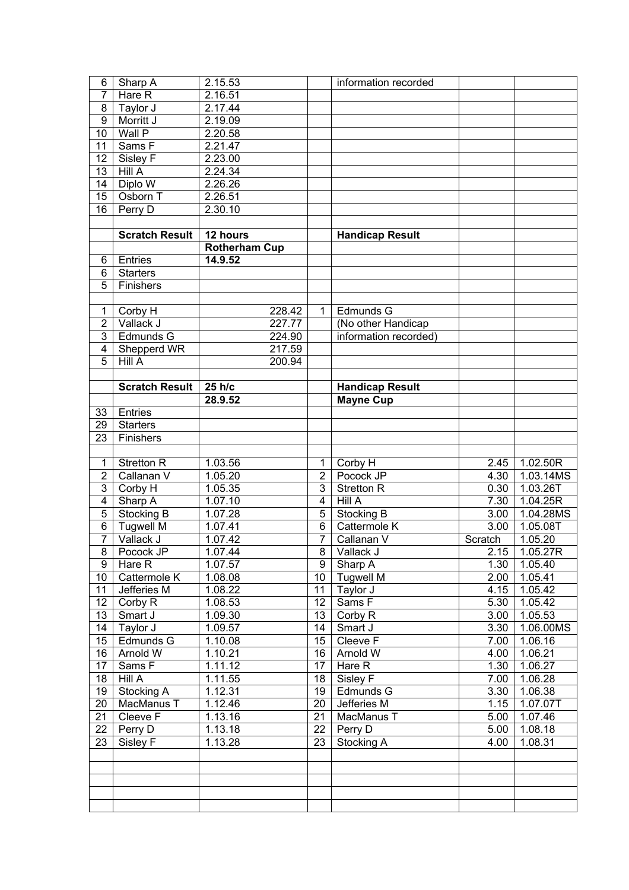| | | | | | | |
|---|---|---|---|---|---|---|
| 6 | Sharp A | 2.15.53 | | information recorded | | |
| 7 | Hare R | 2.16.51 | | | | |
| 8 | Taylor J | 2.17.44 | | | | |
| 9 | Morritt J | 2.19.09 | | | | |
| 10 | Wall P | 2.20.58 | | | | |
| 11 | Sams F | 2.21.47 | | | | |
| 12 | Sisley F | 2.23.00 | | | | |
| 13 | Hill A | 2.24.34 | | | | |
| 14 | Diplo W | 2.26.26 | | | | |
| 15 | Osborn T | 2.26.51 | | | | |
| 16 | Perry D | 2.30.10 | | | | |
| | | | | | | |
| | **Scratch Result** | **12 hours** | | **Handicap Result** | | |
| | | **Rotherham Cup** | | | | |
| 6 | Entries | **14.9.52** | | | | |
| 6 | Starters | | | | | |
| 5 | Finishers | | | | | |
| | | | | | | |
| 1 | Corby H | 228.42 | 1 | Edmunds G | | |
| 2 | Vallack J | 227.77 | | (No other Handicap | | |
| 3 | Edmunds G | 224.90 | | information recorded) | | |
| 4 | Shepperd WR | 217.59 | | | | |
| 5 | Hill A | 200.94 | | | | |
| | | | | | | |
| | **Scratch Result** | **25 h/c** | | **Handicap Result** | | |
| | | **28.9.52** | | **Mayne Cup** | | |
| 33 | Entries | | | | | |
| 29 | Starters | | | | | |
| 23 | Finishers | | | | | |
| | | | | | | |
| 1 | Stretton R | 1.03.56 | 1 | Corby H | 2.45 | 1.02.50R |
| 2 | Callanan V | 1.05.20 | 2 | Pocock JP | 4.30 | 1.03.14MS |
| 3 | Corby H | 1.05.35 | 3 | Stretton R | 0.30 | 1.03.26T |
| 4 | Sharp A | 1.07.10 | 4 | Hill A | 7.30 | 1.04.25R |
| 5 | Stocking B | 1.07.28 | 5 | Stocking B | 3.00 | 1.04.28MS |
| 6 | Tugwell M | 1.07.41 | 6 | Cattermole K | 3.00 | 1.05.08T |
| 7 | Vallack J | 1.07.42 | 7 | Callanan V | Scratch | 1.05.20 |
| 8 | Pocock JP | 1.07.44 | 8 | Vallack J | 2.15 | 1.05.27R |
| 9 | Hare R | 1.07.57 | 9 | Sharp A | 1.30 | 1.05.40 |
| 10 | Cattermole K | 1.08.08 | 10 | Tugwell M | 2.00 | 1.05.41 |
| 11 | Jefferies M | 1.08.22 | 11 | Taylor J | 4.15 | 1.05.42 |
| 12 | Corby R | 1.08.53 | 12 | Sams F | 5.30 | 1.05.42 |
| 13 | Smart J | 1.09.30 | 13 | Corby R | 3.00 | 1.05.53 |
| 14 | Taylor J | 1.09.57 | 14 | Smart J | 3.30 | 1.06.00MS |
| 15 | Edmunds G | 1.10.08 | 15 | Cleeve F | 7.00 | 1.06.16 |
| 16 | Arnold W | 1.10.21 | 16 | Arnold W | 4.00 | 1.06.21 |
| 17 | Sams F | 1.11.12 | 17 | Hare R | 1.30 | 1.06.27 |
| 18 | Hill A | 1.11.55 | 18 | Sisley F | 7.00 | 1.06.28 |
| 19 | Stocking A | 1.12.31 | 19 | Edmunds G | 3.30 | 1.06.38 |
| 20 | MacManus T | 1.12.46 | 20 | Jefferies M | 1.15 | 1.07.07T |
| 21 | Cleeve F | 1.13.16 | 21 | MacManus T | 5.00 | 1.07.46 |
| 22 | Perry D | 1.13.18 | 22 | Perry D | 5.00 | 1.08.18 |
| 23 | Sisley F | 1.13.28 | 23 | Stocking A | 4.00 | 1.08.31 |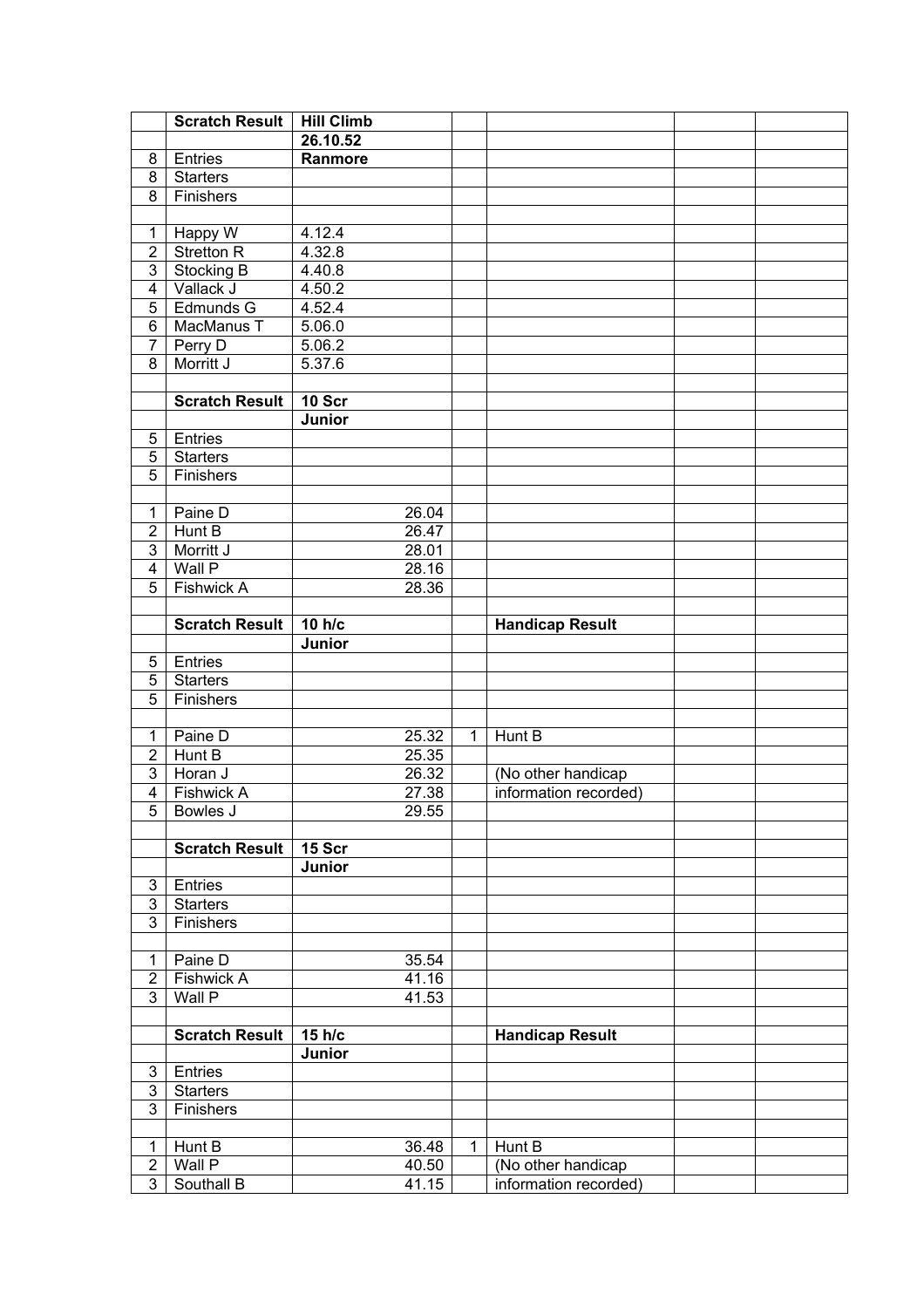| | | | | | | |
|---|---|---|---|---|---|---|
| | **Scratch Result** | **Hill Climb** | | | | |
| | | **26.10.52** | | | | |
| 8 | Entries | **Ranmore** | | | | |
| 8 | Starters | | | | | |
| 8 | Finishers | | | | | |
| | | | | | | |
| 1 | Happy W | 4.12.4 | | | | |
| 2 | Stretton R | 4.32.8 | | | | |
| 3 | Stocking B | 4.40.8 | | | | |
| 4 | Vallack J | 4.50.2 | | | | |
| 5 | Edmunds G | 4.52.4 | | | | |
| 6 | MacManus T | 5.06.0 | | | | |
| 7 | Perry D | 5.06.2 | | | | |
| 8 | Morritt J | 5.37.6 | | | | |
| | | | | | | |
| | **Scratch Result** | **10 Scr** | | | | |
| | | **Junior** | | | | |
| 5 | Entries | | | | | |
| 5 | Starters | | | | | |
| 5 | Finishers | | | | | |
| | | | | | | |
| 1 | Paine D | 26.04 | | | | |
| 2 | Hunt B | 26.47 | | | | |
| 3 | Morritt J | 28.01 | | | | |
| 4 | Wall P | 28.16 | | | | |
| 5 | Fishwick A | 28.36 | | | | |
| | | | | | | |
| | **Scratch Result** | **10 h/c** | | **Handicap Result** | | |
| | | **Junior** | | | | |
| 5 | Entries | | | | | |
| 5 | Starters | | | | | |
| 5 | Finishers | | | | | |
| | | | | | | |
| 1 | Paine D | 25.32 | 1 | Hunt B | | |
| 2 | Hunt B | 25.35 | | | | |
| 3 | Horan J | 26.32 | | (No other handicap | | |
| 4 | Fishwick A | 27.38 | | information recorded) | | |
| 5 | Bowles J | 29.55 | | | | |
| | | | | | | |
| | **Scratch Result** | **15 Scr** | | | | |
| | | **Junior** | | | | |
| 3 | Entries | | | | | |
| 3 | Starters | | | | | |
| 3 | Finishers | | | | | |
| | | | | | | |
| 1 | Paine D | 35.54 | | | | |
| 2 | Fishwick A | 41.16 | | | | |
| 3 | Wall P | 41.53 | | | | |
| | | | | | | |
| | **Scratch Result** | **15 h/c** | | **Handicap Result** | | |
| | | **Junior** | | | | |
| 3 | Entries | | | | | |
| 3 | Starters | | | | | |
| 3 | Finishers | | | | | |
| | | | | | | |
| 1 | Hunt B | 36.48 | 1 | Hunt B | | |
| 2 | Wall P | 40.50 | | (No other handicap | | |
| 3 | Southall B | 41.15 | | information recorded) | | |